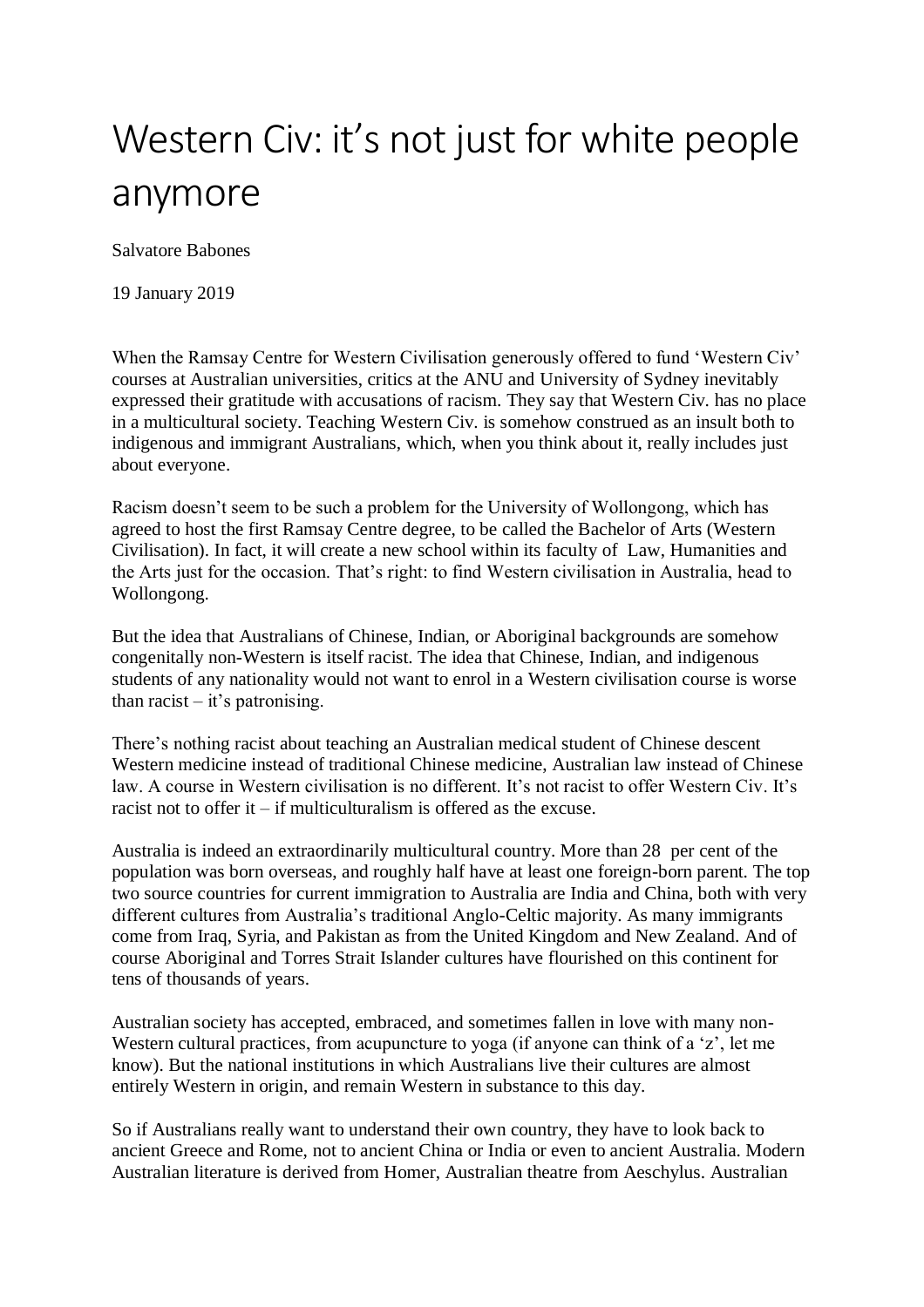# Western Civ: it's not just for white people anymore

Salvatore Babones

19 January 2019

When the Ramsay Centre for Western Civilisation generously offered to fund 'Western Civ' courses at Australian universities, critics at the ANU and University of Sydney inevitably expressed their gratitude with accusations of racism. They say that Western Civ. has no place in a multicultural society. Teaching Western Civ. is somehow construed as an insult both to indigenous and immigrant Australians, which, when you think about it, really includes just about everyone.

Racism doesn't seem to be such a problem for the University of Wollongong, which has agreed to host the first Ramsay Centre degree, to be called the Bachelor of Arts (Western Civilisation). In fact, it will create a new school within its faculty of Law, Humanities and the Arts just for the occasion. That's right: to find Western civilisation in Australia, head to Wollongong.

But the idea that Australians of Chinese, Indian, or Aboriginal backgrounds are somehow congenitally non-Western is itself racist. The idea that Chinese, Indian, and indigenous students of any nationality would not want to enrol in a Western civilisation course is worse than racist – it's patronising.

There's nothing racist about teaching an Australian medical student of Chinese descent Western medicine instead of traditional Chinese medicine, Australian law instead of Chinese law. A course in Western civilisation is no different. It's not racist to offer Western Civ. It's racist not to offer it – if multiculturalism is offered as the excuse.

Australia is indeed an extraordinarily multicultural country. More than 28 per cent of the population was born overseas, and roughly half have at least one foreign-born parent. The top two source countries for current immigration to Australia are India and China, both with very different cultures from Australia's traditional Anglo-Celtic majority. As many immigrants come from Iraq, Syria, and Pakistan as from the United Kingdom and New Zealand. And of course Aboriginal and Torres Strait Islander cultures have flourished on this continent for tens of thousands of years.

Australian society has accepted, embraced, and sometimes fallen in love with many non-Western cultural practices, from acupuncture to yoga (if anyone can think of a 'z', let me know). But the national institutions in which Australians live their cultures are almost entirely Western in origin, and remain Western in substance to this day.

So if Australians really want to understand their own country, they have to look back to ancient Greece and Rome, not to ancient China or India or even to ancient Australia. Modern Australian literature is derived from Homer, Australian theatre from Aeschylus. Australian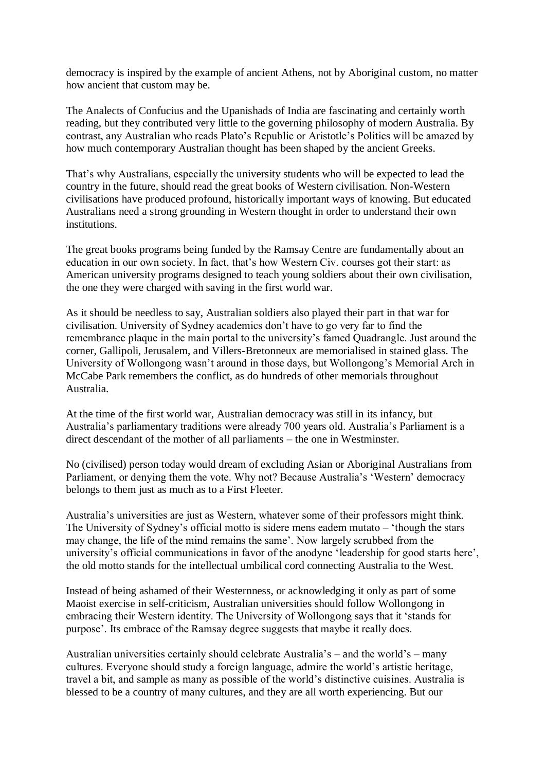democracy is inspired by the example of ancient Athens, not by Aboriginal custom, no matter how ancient that custom may be.

The Analects of Confucius and the Upanishads of India are fascinating and certainly worth reading, but they contributed very little to the governing philosophy of modern Australia. By contrast, any Australian who reads Plato's Republic or Aristotle's Politics will be amazed by how much contemporary Australian thought has been shaped by the ancient Greeks.

That's why Australians, especially the university students who will be expected to lead the country in the future, should read the great books of Western civilisation. Non-Western civilisations have produced profound, historically important ways of knowing. But educated Australians need a strong grounding in Western thought in order to understand their own institutions.

The great books programs being funded by the Ramsay Centre are fundamentally about an education in our own society. In fact, that's how Western Civ. courses got their start: as American university programs designed to teach young soldiers about their own civilisation, the one they were charged with saving in the first world war.

As it should be needless to say, Australian soldiers also played their part in that war for civilisation. University of Sydney academics don't have to go very far to find the remembrance plaque in the main portal to the university's famed Quadrangle. Just around the corner, Gallipoli, Jerusalem, and Villers-Bretonneux are memorialised in stained glass. The University of Wollongong wasn't around in those days, but Wollongong's Memorial Arch in McCabe Park remembers the conflict, as do hundreds of other memorials throughout Australia.

At the time of the first world war, Australian democracy was still in its infancy, but Australia's parliamentary traditions were already 700 years old. Australia's Parliament is a direct descendant of the mother of all parliaments – the one in Westminster.

No (civilised) person today would dream of excluding Asian or Aboriginal Australians from Parliament, or denying them the vote. Why not? Because Australia's 'Western' democracy belongs to them just as much as to a First Fleeter.

Australia's universities are just as Western, whatever some of their professors might think. The University of Sydney's official motto is sidere mens eadem mutato – 'though the stars may change, the life of the mind remains the same'. Now largely scrubbed from the university's official communications in favor of the anodyne 'leadership for good starts here', the old motto stands for the intellectual umbilical cord connecting Australia to the West.

Instead of being ashamed of their Westernness, or acknowledging it only as part of some Maoist exercise in self-criticism, Australian universities should follow Wollongong in embracing their Western identity. The University of Wollongong says that it 'stands for purpose'. Its embrace of the Ramsay degree suggests that maybe it really does.

Australian universities certainly should celebrate Australia's – and the world's – many cultures. Everyone should study a foreign language, admire the world's artistic heritage, travel a bit, and sample as many as possible of the world's distinctive cuisines. Australia is blessed to be a country of many cultures, and they are all worth experiencing. But our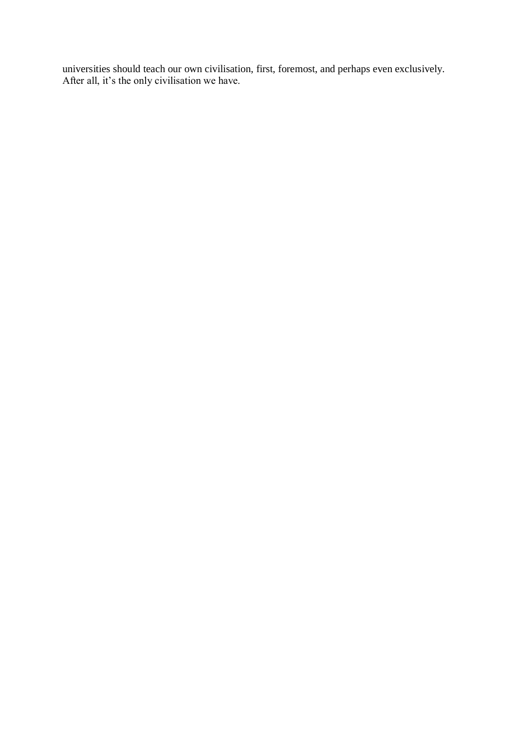universities should teach our own civilisation, first, foremost, and perhaps even exclusively. After all, it's the only civilisation we have.